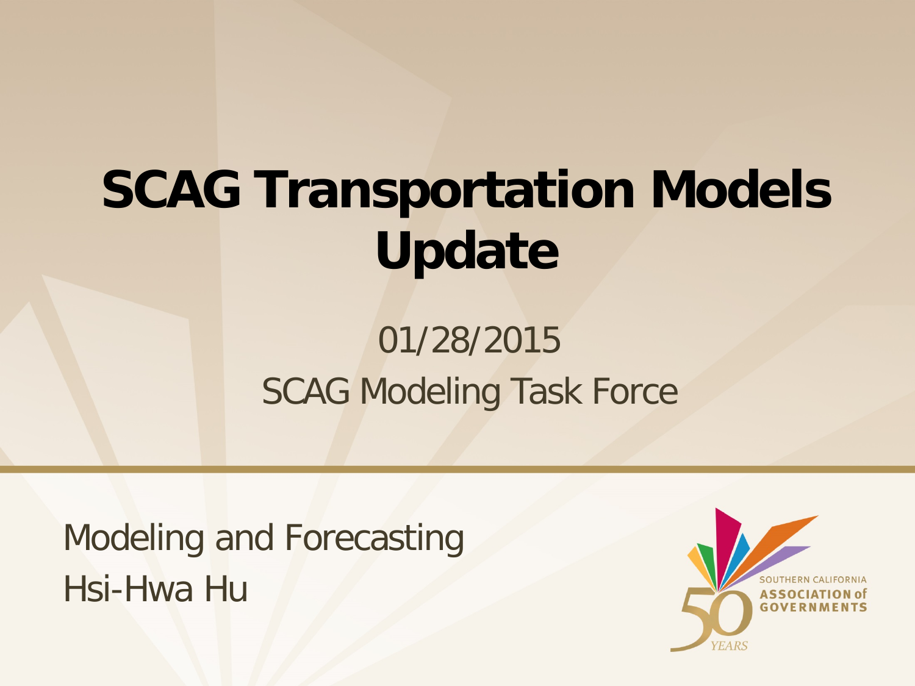# SCAG Transportation Models Update

01/28/2015

SCAG Modeling Task Force

Modeling and Forecasting

Hsi-Hwa Hu

SOUTHERN CALIFORNIA ASSOCIATION of GOVERNMENTS

50 YEARS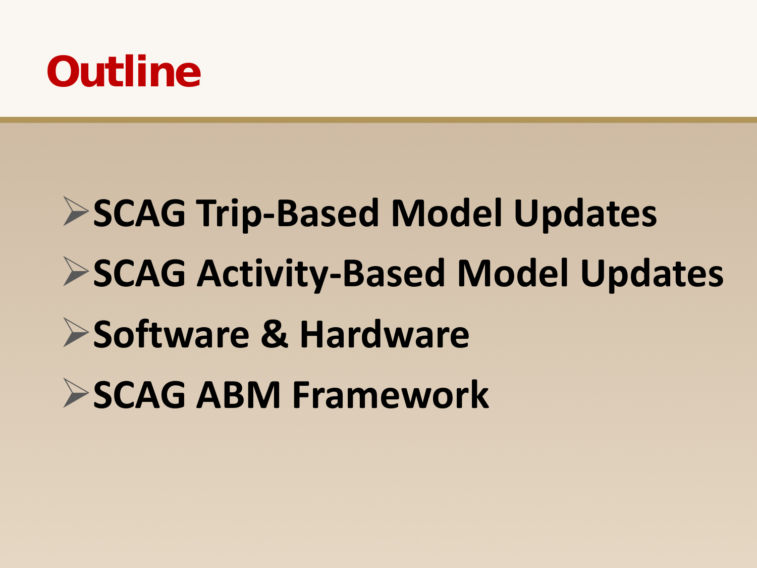# Outline

- SCAG Trip-Based Model Updates
- SCAG Activity-Based Model Updates
- Software & Hardware
- SCAG ABM Framework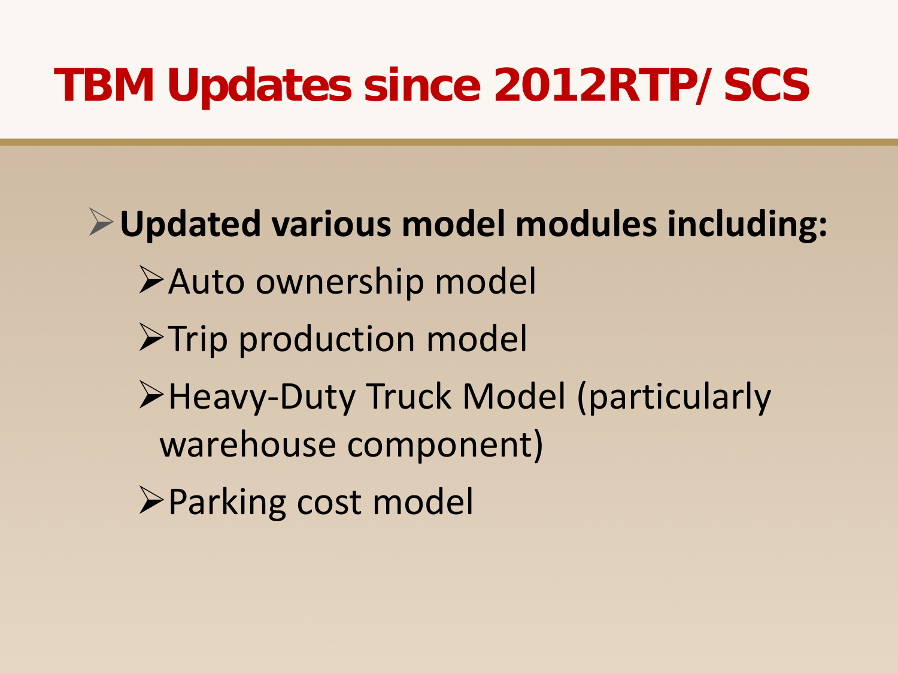# TBM Updates since 2012RTP/ SCS

- **Updated various model modules including:**
  - Auto ownership model
  - Trip production model
  - Heavy-Duty Truck Model (particularly warehouse component)
  - Parking cost model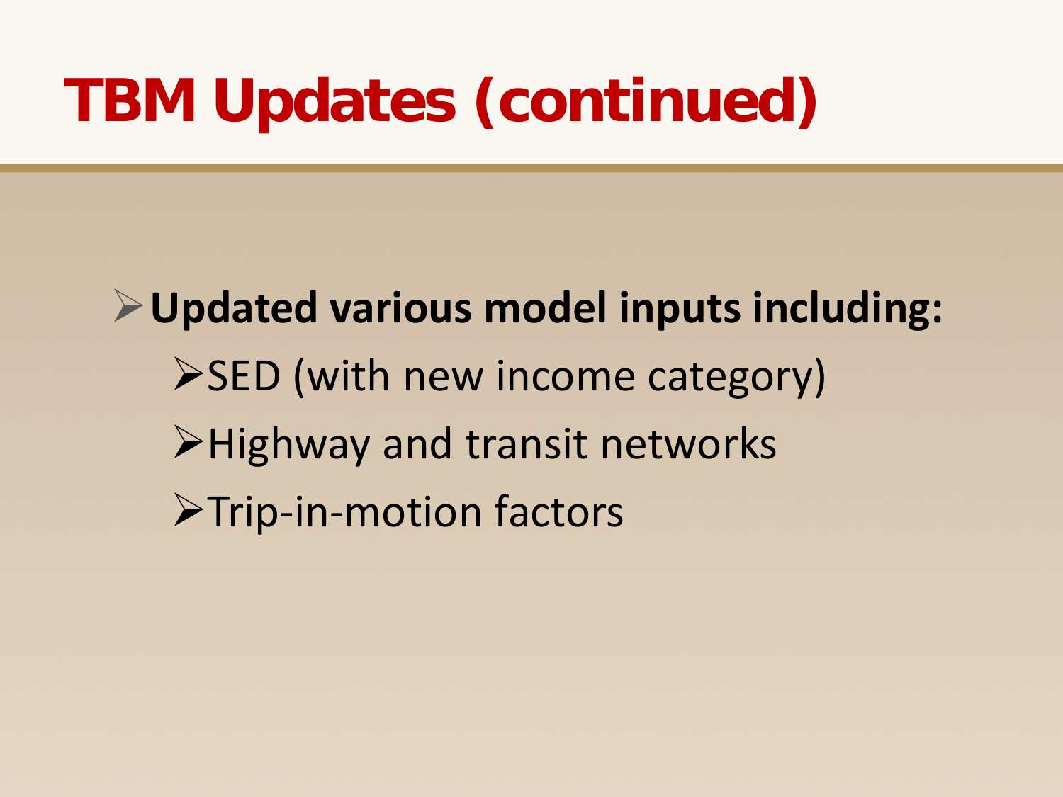# TBM Updates (continued)

- **Updated various model inputs including:**
  - SED (with new income category)
  - Highway and transit networks
  - Trip-in-motion factors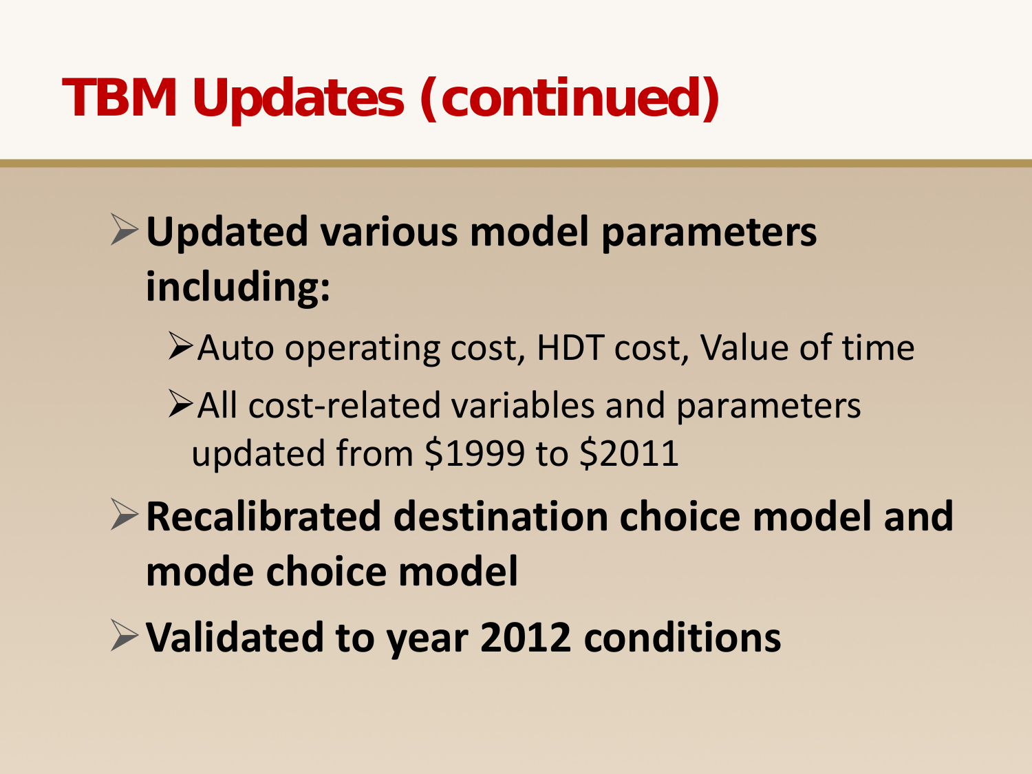# TBM Updates (continued)

- **Updated various model parameters including:**
  - Auto operating cost, HDT cost, Value of time
  - All cost-related variables and parameters updated from $1999 to $2011
- **Recalibrated destination choice model and mode choice model**
- **Validated to year 2012 conditions**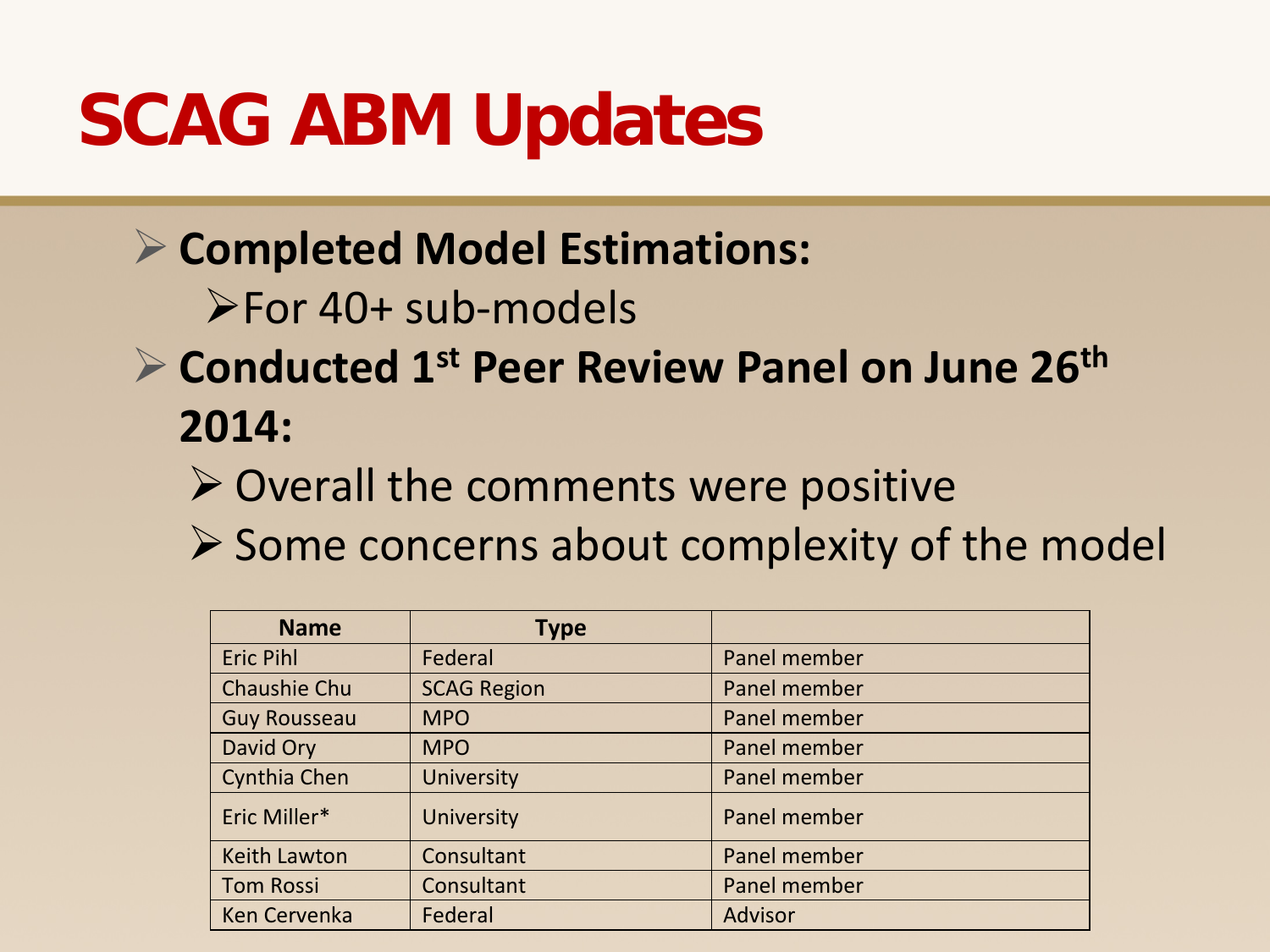# SCAG ABM Updates

- **Completed Model Estimations:**
  - For 40+ sub-models
- **Conducted 1st Peer Review Panel on June 26th 2014:**
  - Overall the comments were positive
  - Some concerns about complexity of the model

| Name | Type | |
|---|---|---|
| Eric Pihl | Federal | Panel member |
| Chaushie Chu | SCAG Region | Panel member |
| Guy Rousseau | MPO | Panel member |
| David Ory | MPO | Panel member |
| Cynthia Chen | University | Panel member |
| Eric Miller* | University | Panel member |
| Keith Lawton | Consultant | Panel member |
| Tom Rossi | Consultant | Panel member |
| Ken Cervenka | Federal | Advisor |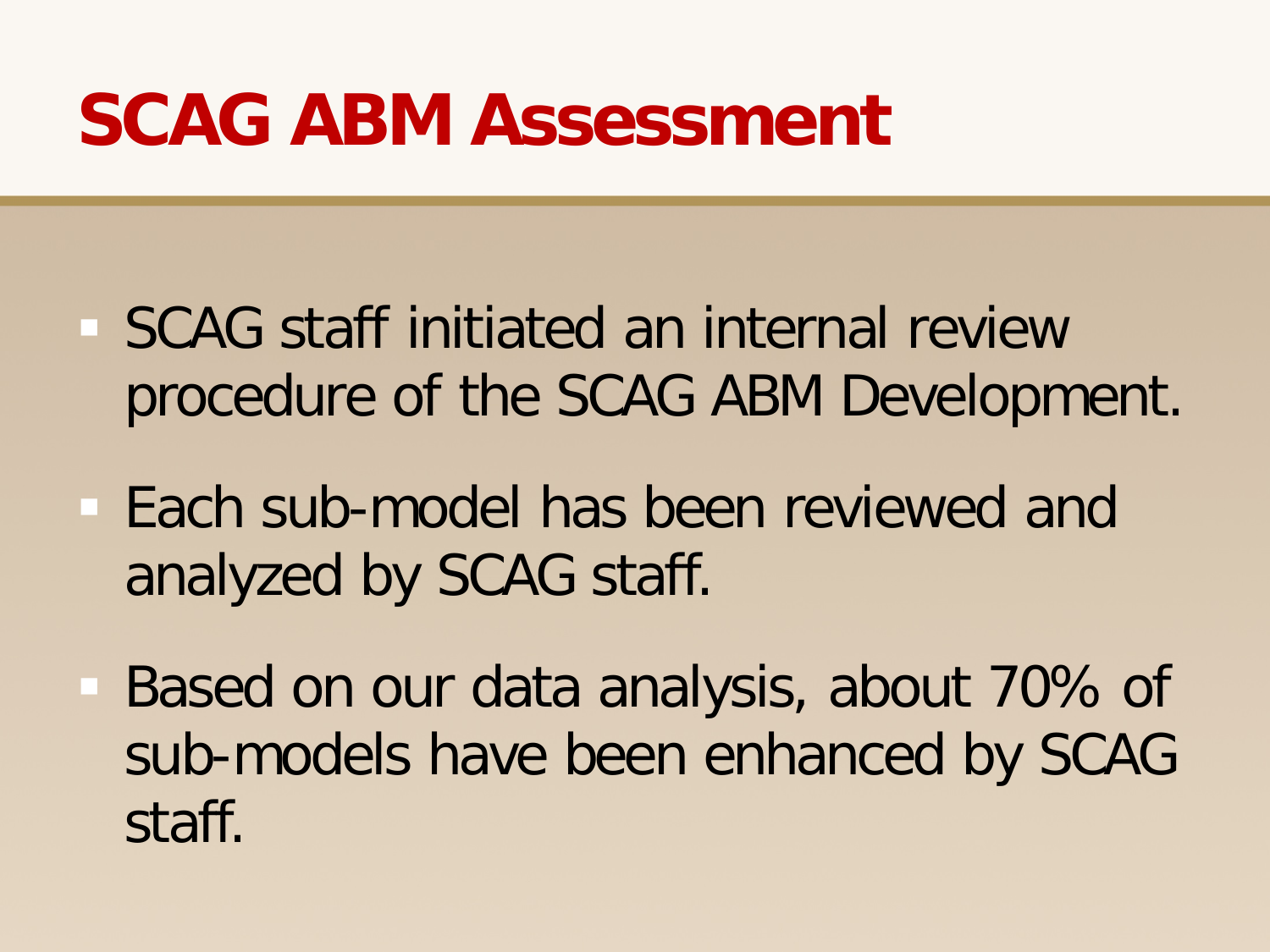# SCAG ABM Assessment

- SCAG staff initiated an internal review procedure of the SCAG ABM Development.
- Each sub-model has been reviewed and analyzed by SCAG staff.
- Based on our data analysis, about 70% of sub-models have been enhanced by SCAG staff.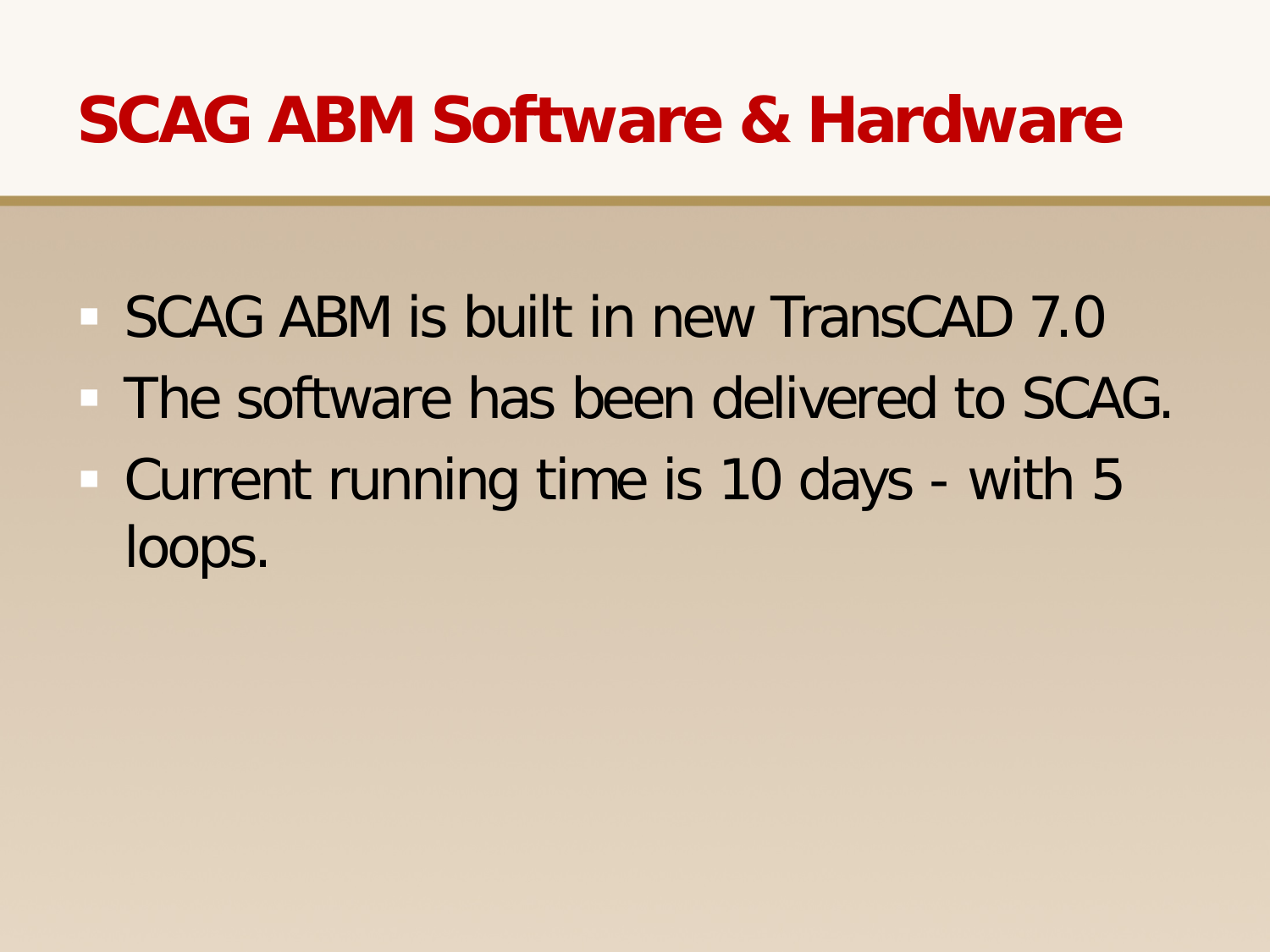# SCAG ABM Software & Hardware

- SCAG ABM is built in new TransCAD 7.0
- The software has been delivered to SCAG.
- Current running time is 10 days - with 5 loops.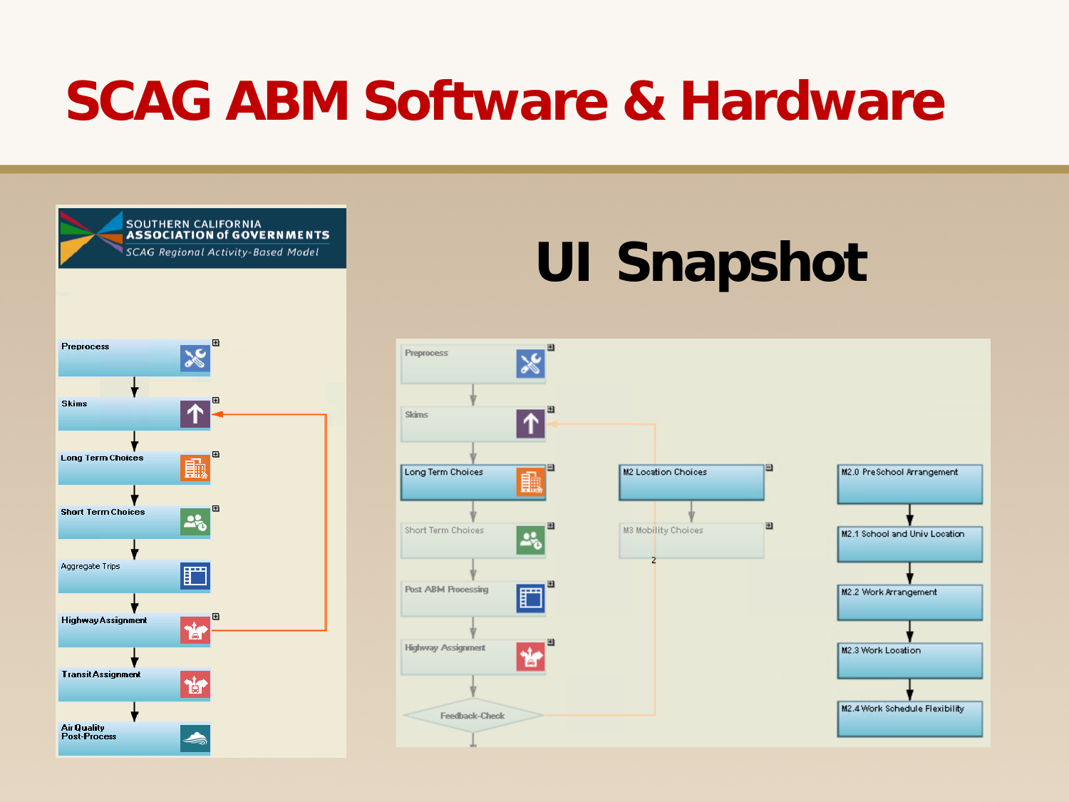# SCAG ABM Software & Hardware

## UI Snapshot

SOUTHERN CALIFORNIA ASSOCIATION of GOVERNMENTS
*SCAG Regional Activity-Based Model*

- Preprocess
- Skims
- Long Term Choices
- Short Term Choices
- Aggregate Trips
- Highway Assignment
- Transit Assignment
- Air Quality Post-Process

- Preprocess
- Skims
- Long Term Choices
- Short Term Choices
- Post ABM Processing
- Highway Assignment
- Feedback-Check

- M2 Location Choices
- M3 Mobility Choices

- M2.0 PreSchool Arrangement
- M2.1 School and Univ Location
- M2.2 Work Arrangement
- M2.3 Work Location
- M2.4 Work Schedule Flexibility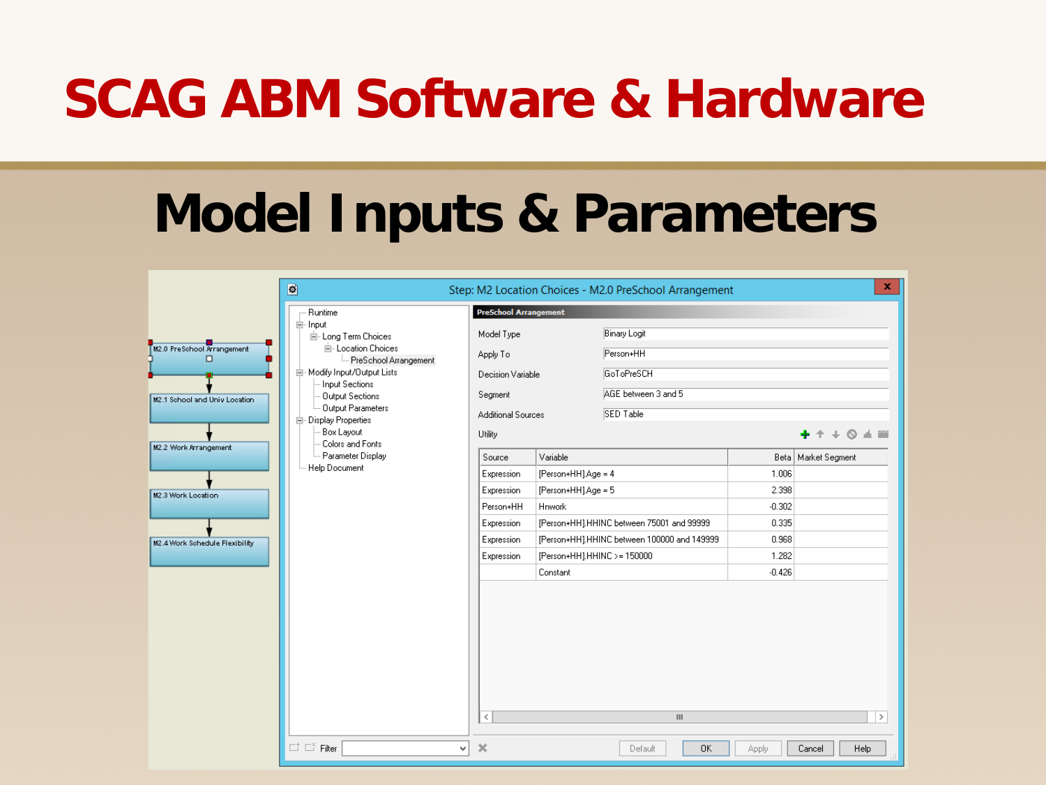# SCAG ABM Software & Hardware

## Model Inputs & Parameters

M2.0 PreSchool Arrangement

M2.1 School and Univ Location

M2.2 Work Arrangement

M2.3 Work Location

M2.4 Work Schedule Flexibility

Step: M2 Location Choices - M2.0 PreSchool Arrangement

- Runtime
- Input
  - Long Term Choices
    - Location Choices
      - PreSchool Arrangement
- Modify Input/Output Lists
  - Input Sections
  - Output Sections
  - Output Parameters
- Display Properties
  - Box Layout
  - Colors and Fonts
  - Parameter Display
- Help Document

**PreSchool Arrangement**

| | |
|---|---|
| Model Type | Binary Logit |
| Apply To | Person+HH |
| Decision Variable | GoToPreSCH |
| Segment | AGE between 3 and 5 |
| Additional Sources | SED Table |

Utility

| Source | Variable | Beta | Market Segment |
|---|---|---|---|
| Expression | [Person+HH].Age = 4 | 1.006 | |
| Expression | [Person+HH].Age = 5 | 2.398 | |
| Person+HH | Hnwork | -0.302 | |
| Expression | [Person+HH].HHINC between 75001 and 99999 | 0.335 | |
| Expression | [Person+HH].HHINC between 100000 and 149999 | 0.968 | |
| Expression | [Person+HH].HHINC >= 150000 | 1.282 | |
| | Constant | -0.426 | |

Filter

Default | OK | Apply | Cancel | Help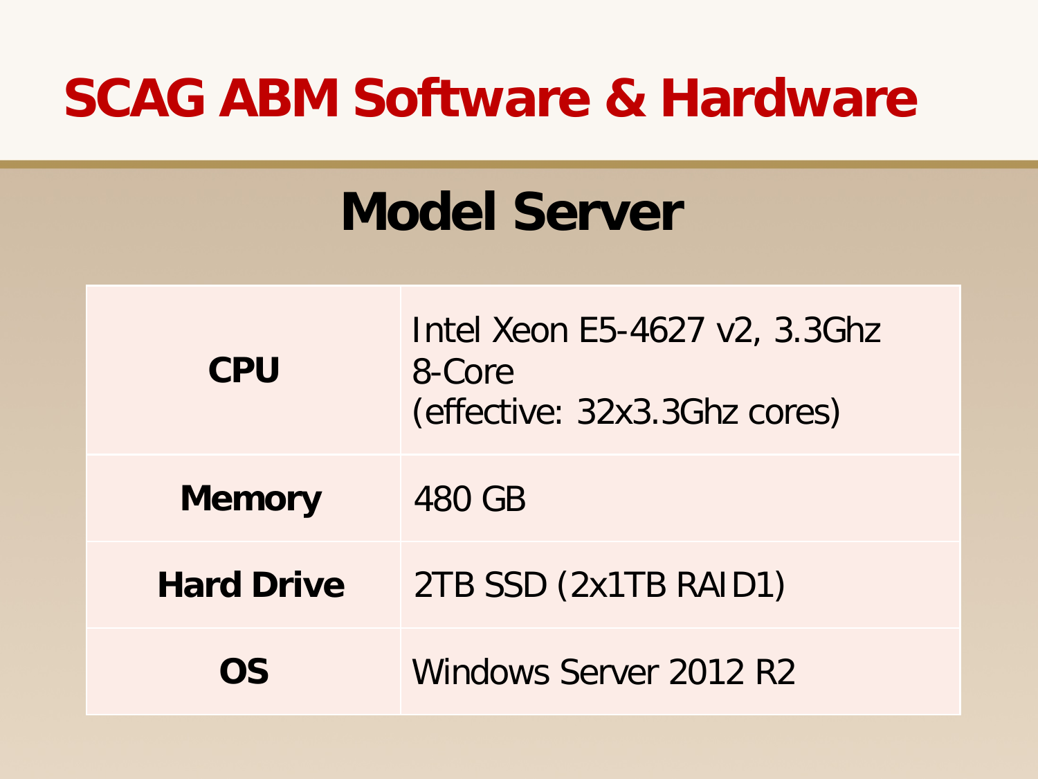# SCAG ABM Software & Hardware

## Model Server

| | |
|---|---|
| **CPU** | Intel Xeon E5-4627 v2, 3.3Ghz 8-Core (effective: 32x3.3Ghz cores) |
| **Memory** | 480 GB |
| **Hard Drive** | 2TB SSD (2x1TB RAID1) |
| **OS** | Windows Server 2012 R2 |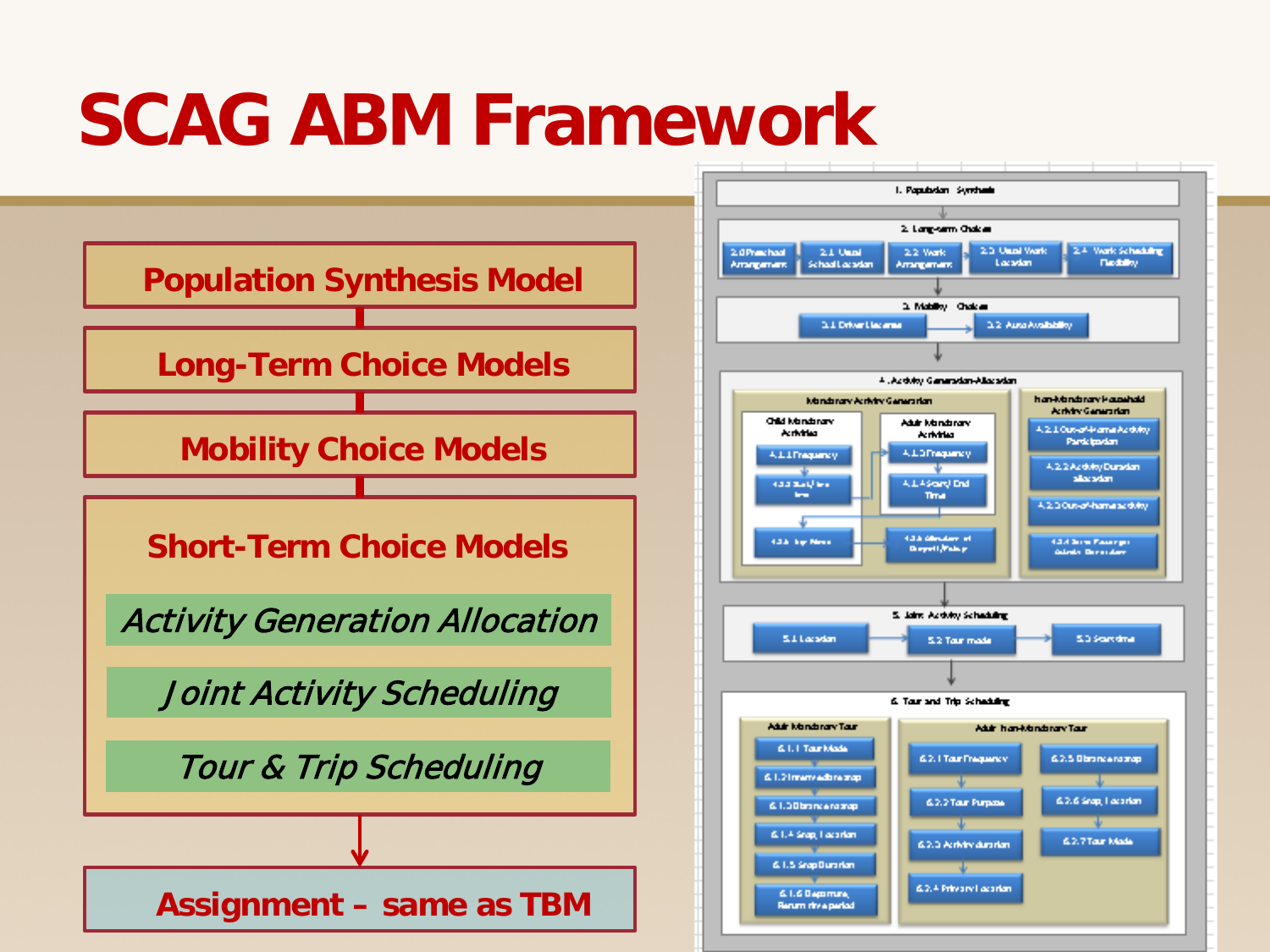# SCAG ABM Framework

- Population Synthesis Model
- Long-Term Choice Models
- Mobility Choice Models
- Short-Term Choice Models
  - *Activity Generation Allocation*
  - *Joint Activity Scheduling*
  - *Tour & Trip Scheduling*
- Assignment – same as TBM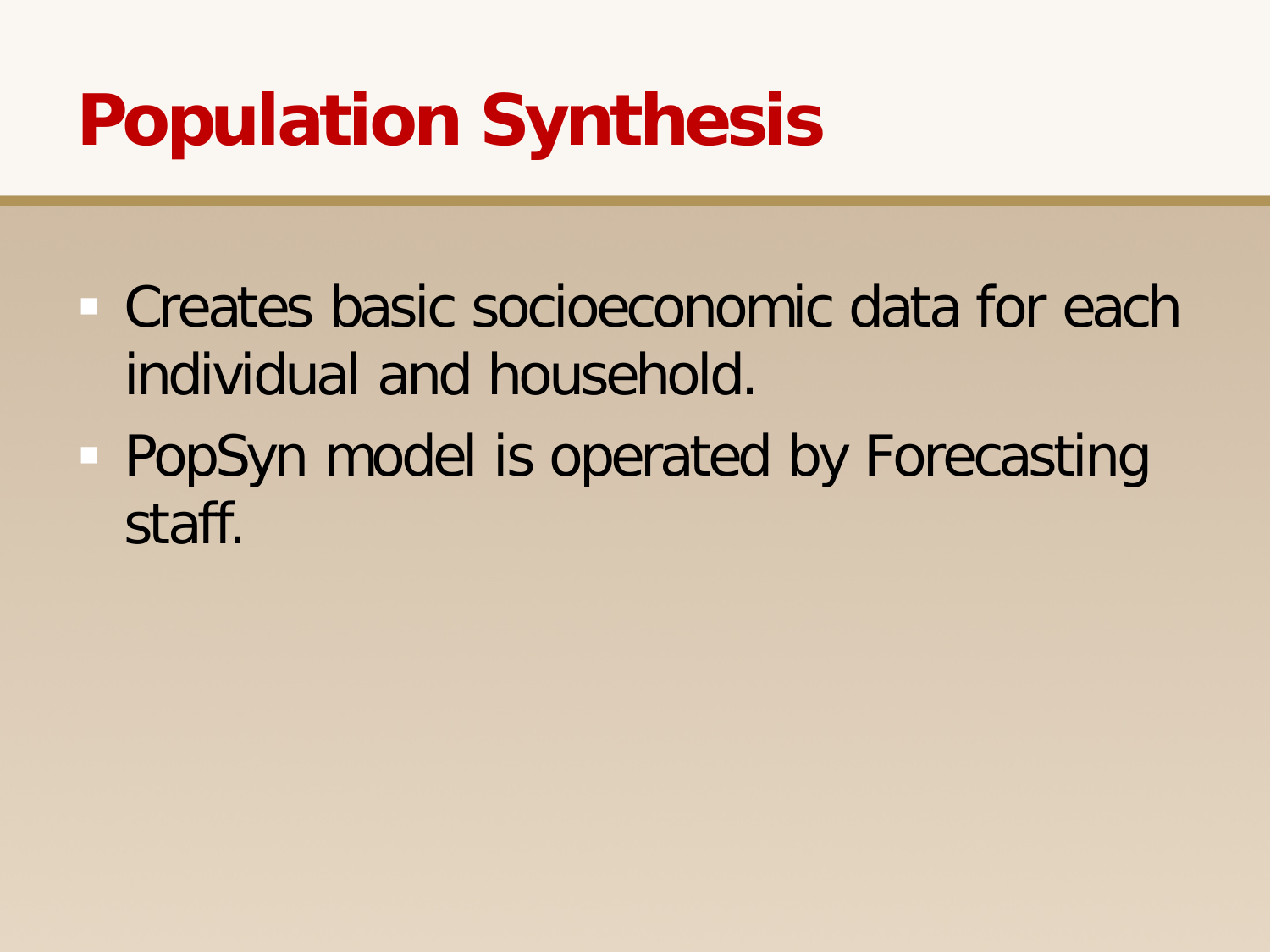# Population Synthesis

- Creates basic socioeconomic data for each individual and household.
- PopSyn model is operated by Forecasting staff.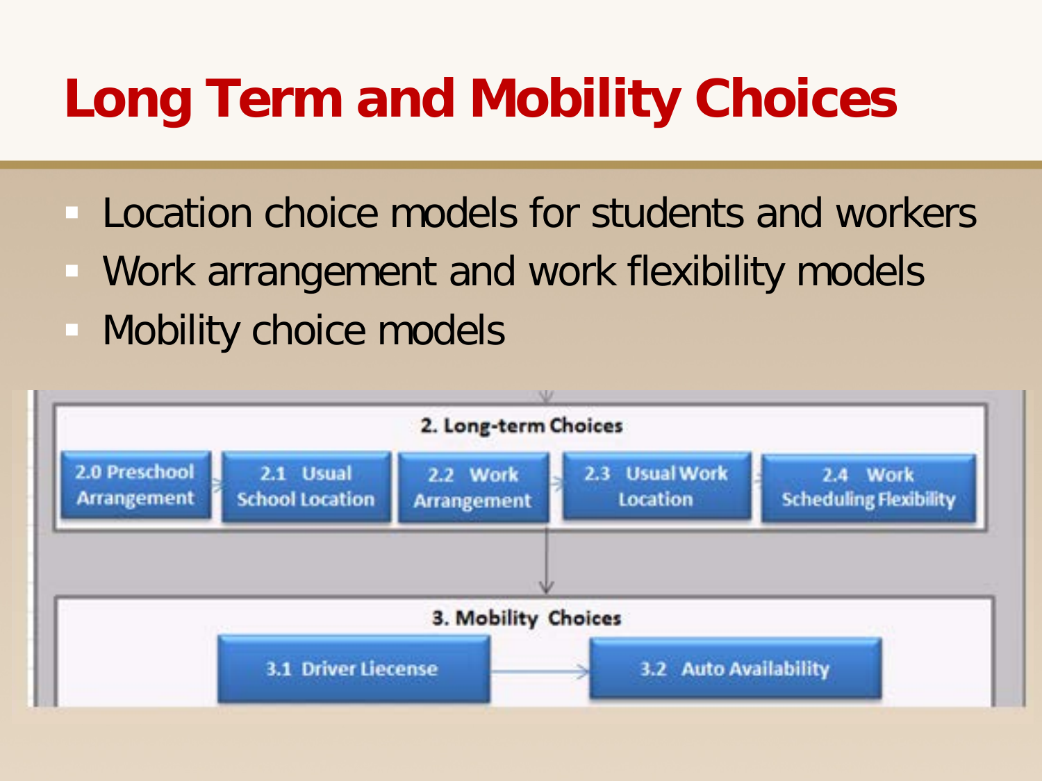# Long Term and Mobility Choices

- Location choice models for students and workers
- Work arrangement and work flexibility models
- Mobility choice models

**2. Long-term Choices**

2.0 Preschool Arrangement → 2.1 Usual School Location → 2.2 Work Arrangement → 2.3 Usual Work Location → 2.4 Work Scheduling Flexibility

↓

**3. Mobility Choices**

3.1 Driver Liecense → 3.2 Auto Availability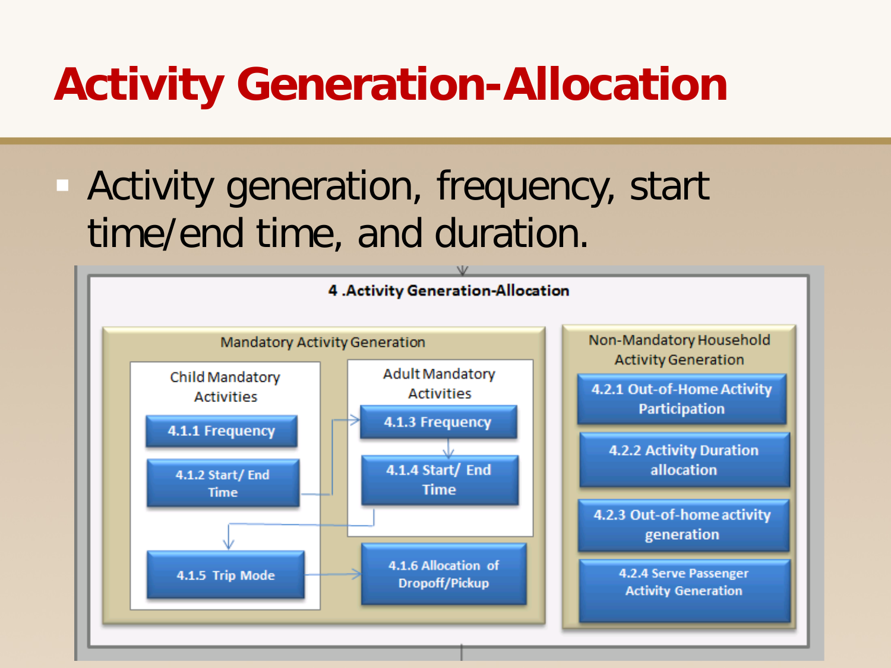# Activity Generation-Allocation

- Activity generation, frequency, start time/end time, and duration.

**4 .Activity Generation-Allocation**

Mandatory Activity Generation

Child Mandatory Activities
- 4.1.1 Frequency
- 4.1.2 Start/ End Time

Adult Mandatory Activities
- 4.1.3 Frequency
- 4.1.4 Start/ End Time

- 4.1.5 Trip Mode
- 4.1.6 Allocation of Dropoff/Pickup

Non-Mandatory Household Activity Generation
- 4.2.1 Out-of-Home Activity Participation
- 4.2.2 Activity Duration allocation
- 4.2.3 Out-of-home activity generation
- 4.2.4 Serve Passenger Activity Generation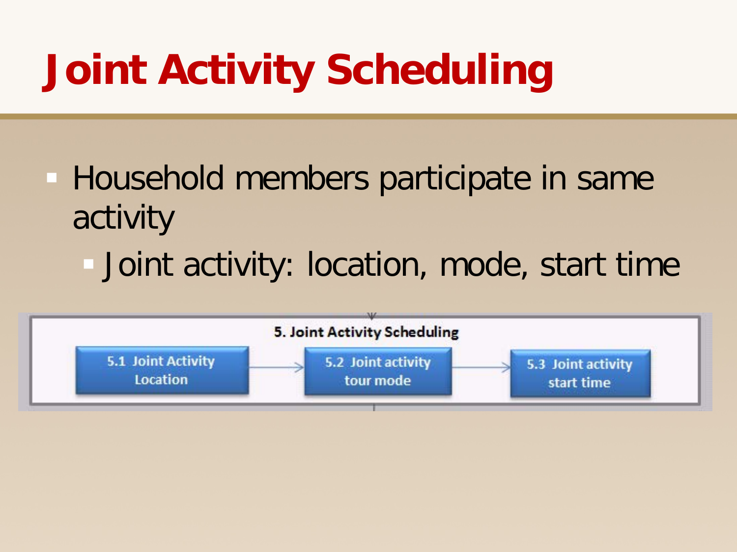# Joint Activity Scheduling

- Household members participate in same activity
  - Joint activity: location, mode, start time

5. Joint Activity Scheduling

5.1 Joint Activity Location → 5.2 Joint activity tour mode → 5.3 Joint activity start time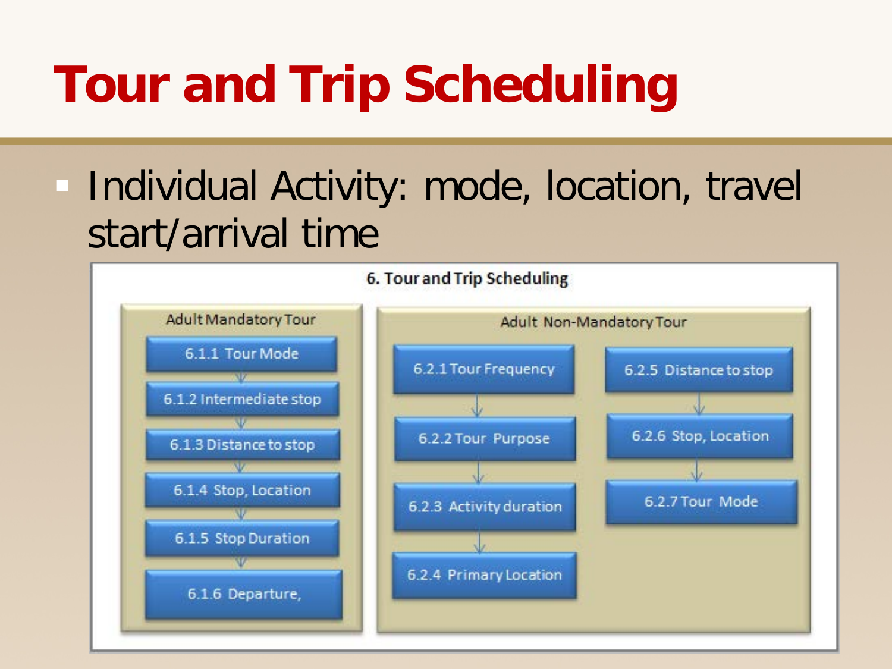# Tour and Trip Scheduling

- Individual Activity: mode, location, travel start/arrival time

6. Tour and Trip Scheduling

Adult Mandatory Tour

- 6.1.1 Tour Mode
- 6.1.2 Intermediate stop
- 6.1.3 Distance to stop
- 6.1.4 Stop, Location
- 6.1.5 Stop Duration
- 6.1.6 Departure,

Adult Non-Mandatory Tour

- 6.2.1 Tour Frequency
- 6.2.2 Tour Purpose
- 6.2.3 Activity duration
- 6.2.4 Primary Location
- 6.2.5 Distance to stop
- 6.2.6 Stop, Location
- 6.2.7 Tour Mode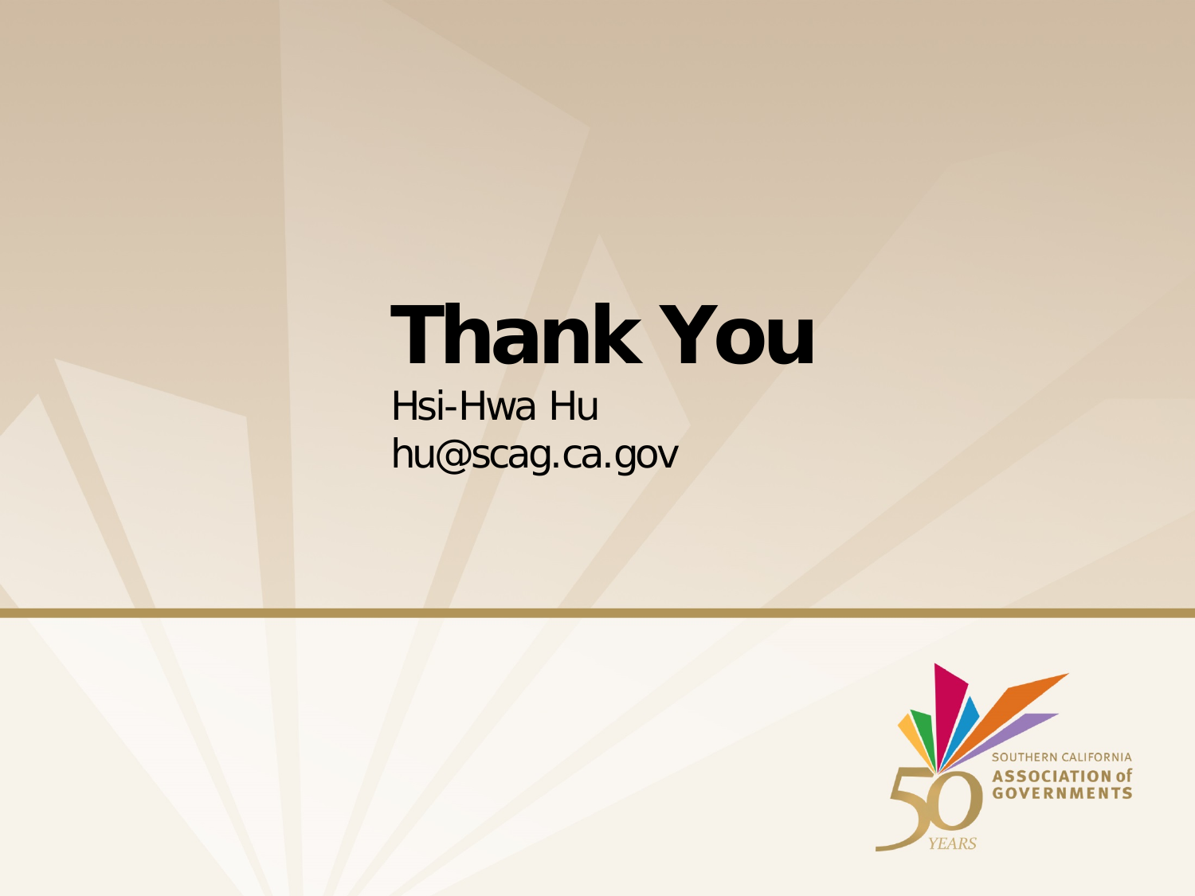# Thank You

Hsi-Hwa Hu
hu@scag.ca.gov

SOUTHERN CALIFORNIA
ASSOCIATION of
GOVERNMENTS

50 YEARS